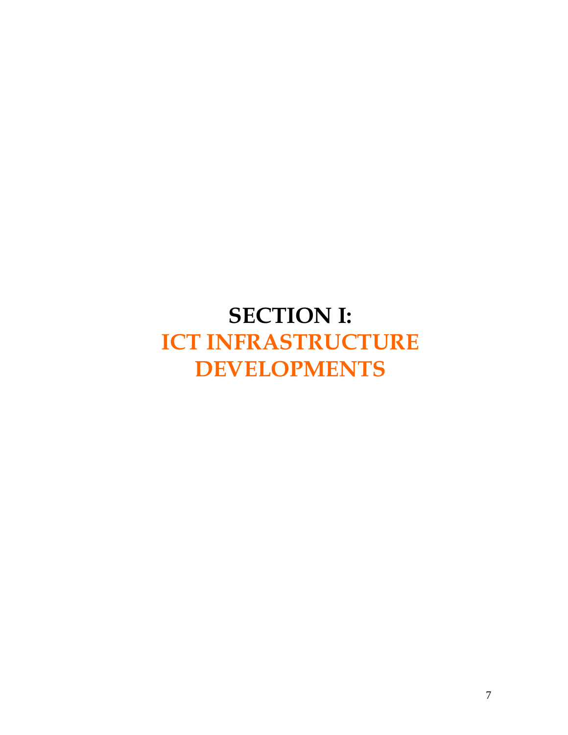# SECTION I:
# ICT INFRASTRUCTURE DEVELOPMENTS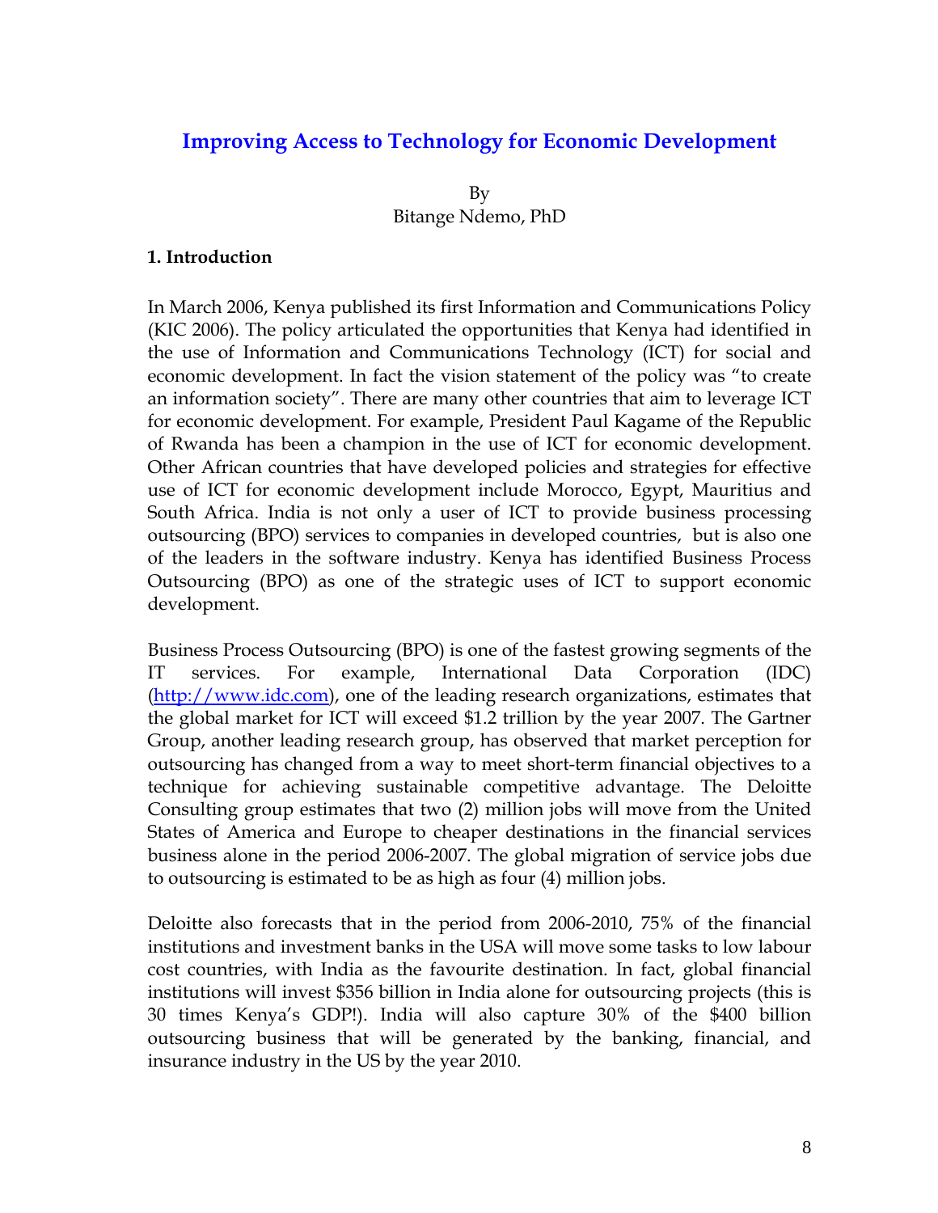# Improving Access to Technology for Economic Development

By
Bitange Ndemo, PhD

## 1. Introduction

In March 2006, Kenya published its first Information and Communications Policy (KIC 2006). The policy articulated the opportunities that Kenya had identified in the use of Information and Communications Technology (ICT) for social and economic development. In fact the vision statement of the policy was "to create an information society". There are many other countries that aim to leverage ICT for economic development. For example, President Paul Kagame of the Republic of Rwanda has been a champion in the use of ICT for economic development. Other African countries that have developed policies and strategies for effective use of ICT for economic development include Morocco, Egypt, Mauritius and South Africa. India is not only a user of ICT to provide business processing outsourcing (BPO) services to companies in developed countries, but is also one of the leaders in the software industry. Kenya has identified Business Process Outsourcing (BPO) as one of the strategic uses of ICT to support economic development.

Business Process Outsourcing (BPO) is one of the fastest growing segments of the IT services. For example, International Data Corporation (IDC) (http://www.idc.com), one of the leading research organizations, estimates that the global market for ICT will exceed $1.2 trillion by the year 2007. The Gartner Group, another leading research group, has observed that market perception for outsourcing has changed from a way to meet short-term financial objectives to a technique for achieving sustainable competitive advantage. The Deloitte Consulting group estimates that two (2) million jobs will move from the United States of America and Europe to cheaper destinations in the financial services business alone in the period 2006-2007. The global migration of service jobs due to outsourcing is estimated to be as high as four (4) million jobs.

Deloitte also forecasts that in the period from 2006-2010, 75% of the financial institutions and investment banks in the USA will move some tasks to low labour cost countries, with India as the favourite destination. In fact, global financial institutions will invest $356 billion in India alone for outsourcing projects (this is 30 times Kenya's GDP!). India will also capture 30% of the $400 billion outsourcing business that will be generated by the banking, financial, and insurance industry in the US by the year 2010.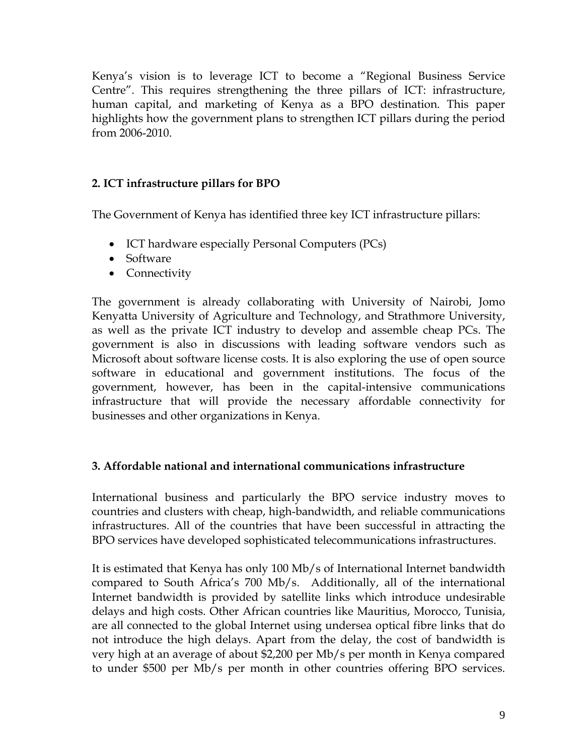Kenya's vision is to leverage ICT to become a "Regional Business Service Centre". This requires strengthening the three pillars of ICT: infrastructure, human capital, and marketing of Kenya as a BPO destination. This paper highlights how the government plans to strengthen ICT pillars during the period from 2006-2010.

## 2. ICT infrastructure pillars for BPO

The Government of Kenya has identified three key ICT infrastructure pillars:

- ICT hardware especially Personal Computers (PCs)
- Software
- Connectivity

The government is already collaborating with University of Nairobi, Jomo Kenyatta University of Agriculture and Technology, and Strathmore University, as well as the private ICT industry to develop and assemble cheap PCs. The government is also in discussions with leading software vendors such as Microsoft about software license costs. It is also exploring the use of open source software in educational and government institutions. The focus of the government, however, has been in the capital-intensive communications infrastructure that will provide the necessary affordable connectivity for businesses and other organizations in Kenya.

## 3. Affordable national and international communications infrastructure

International business and particularly the BPO service industry moves to countries and clusters with cheap, high-bandwidth, and reliable communications infrastructures. All of the countries that have been successful in attracting the BPO services have developed sophisticated telecommunications infrastructures.

It is estimated that Kenya has only 100 Mb/s of International Internet bandwidth compared to South Africa's 700 Mb/s. Additionally, all of the international Internet bandwidth is provided by satellite links which introduce undesirable delays and high costs. Other African countries like Mauritius, Morocco, Tunisia, are all connected to the global Internet using undersea optical fibre links that do not introduce the high delays. Apart from the delay, the cost of bandwidth is very high at an average of about $2,200 per Mb/s per month in Kenya compared to under $500 per Mb/s per month in other countries offering BPO services.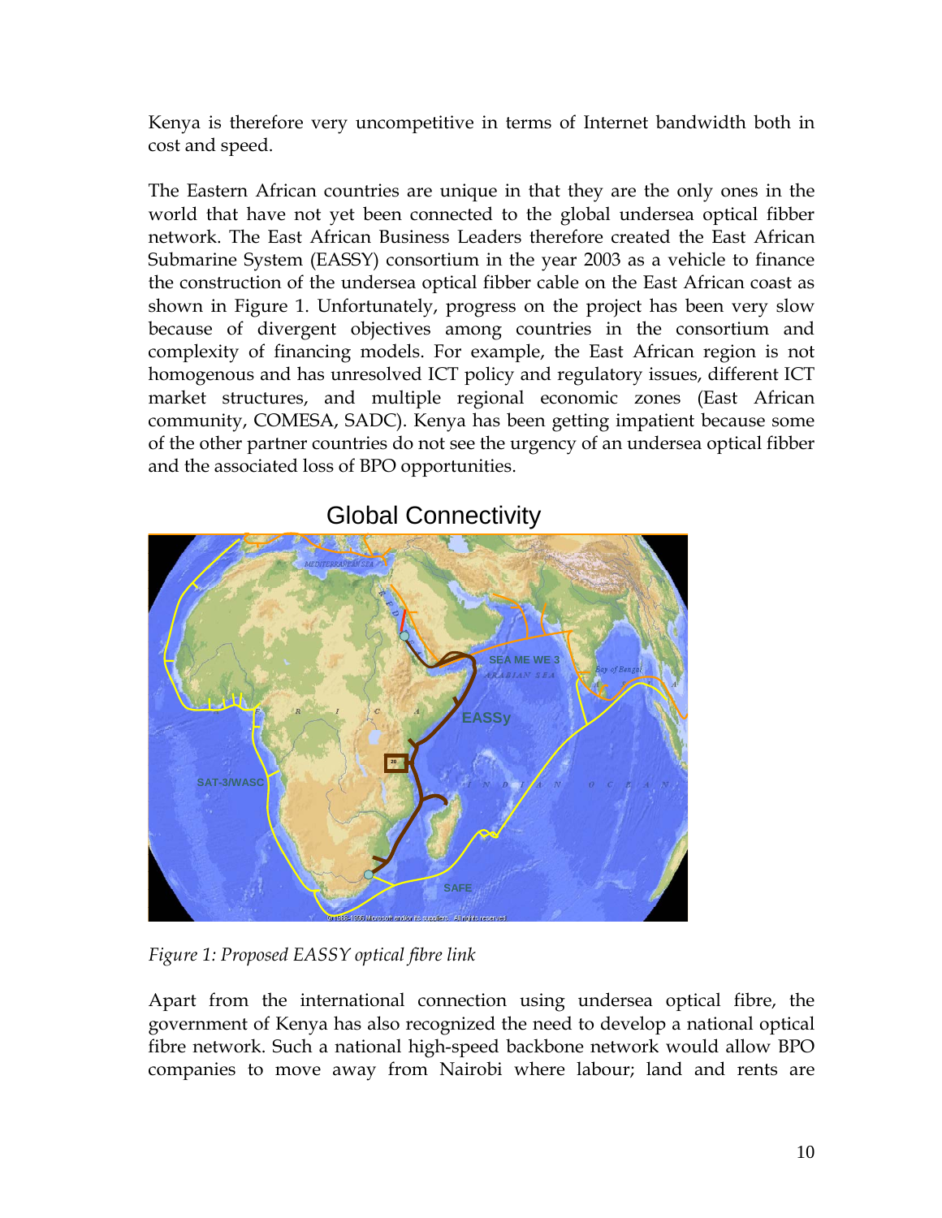Kenya is therefore very uncompetitive in terms of Internet bandwidth both in cost and speed.

The Eastern African countries are unique in that they are the only ones in the world that have not yet been connected to the global undersea optical fibber network. The East African Business Leaders therefore created the East African Submarine System (EASSY) consortium in the year 2003 as a vehicle to finance the construction of the undersea optical fibber cable on the East African coast as shown in Figure 1. Unfortunately, progress on the project has been very slow because of divergent objectives among countries in the consortium and complexity of financing models. For example, the East African region is not homogenous and has unresolved ICT policy and regulatory issues, different ICT market structures, and multiple regional economic zones (East African community, COMESA, SADC). Kenya has been getting impatient because some of the other partner countries do not see the urgency of an undersea optical fibber and the associated loss of BPO opportunities.

*Figure 1: Proposed EASSY optical fibre link*

Apart from the international connection using undersea optical fibre, the government of Kenya has also recognized the need to develop a national optical fibre network. Such a national high-speed backbone network would allow BPO companies to move away from Nairobi where labour; land and rents are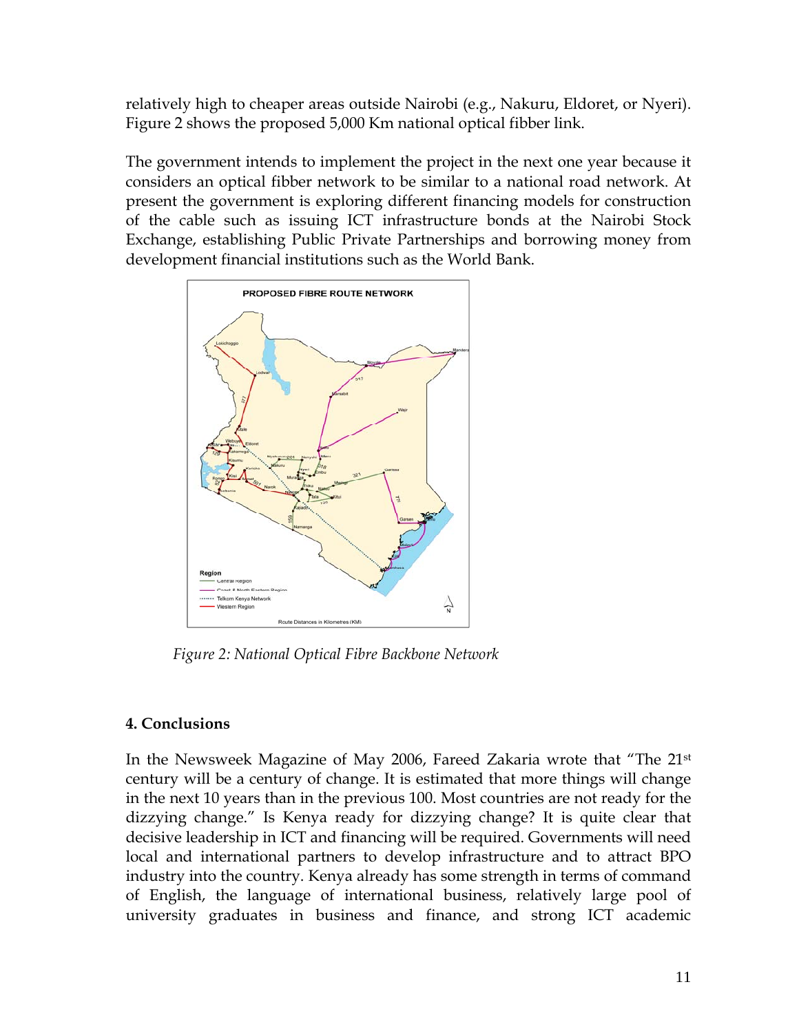relatively high to cheaper areas outside Nairobi (e.g., Nakuru, Eldoret, or Nyeri). Figure 2 shows the proposed 5,000 Km national optical fibber link.

The government intends to implement the project in the next one year because it considers an optical fibber network to be similar to a national road network. At present the government is exploring different financing models for construction of the cable such as issuing ICT infrastructure bonds at the Nairobi Stock Exchange, establishing Public Private Partnerships and borrowing money from development financial institutions such as the World Bank.

*Figure 2: National Optical Fibre Backbone Network*

## 4. Conclusions

In the Newsweek Magazine of May 2006, Fareed Zakaria wrote that "The 21st century will be a century of change. It is estimated that more things will change in the next 10 years than in the previous 100. Most countries are not ready for the dizzying change." Is Kenya ready for dizzying change? It is quite clear that decisive leadership in ICT and financing will be required. Governments will need local and international partners to develop infrastructure and to attract BPO industry into the country. Kenya already has some strength in terms of command of English, the language of international business, relatively large pool of university graduates in business and finance, and strong ICT academic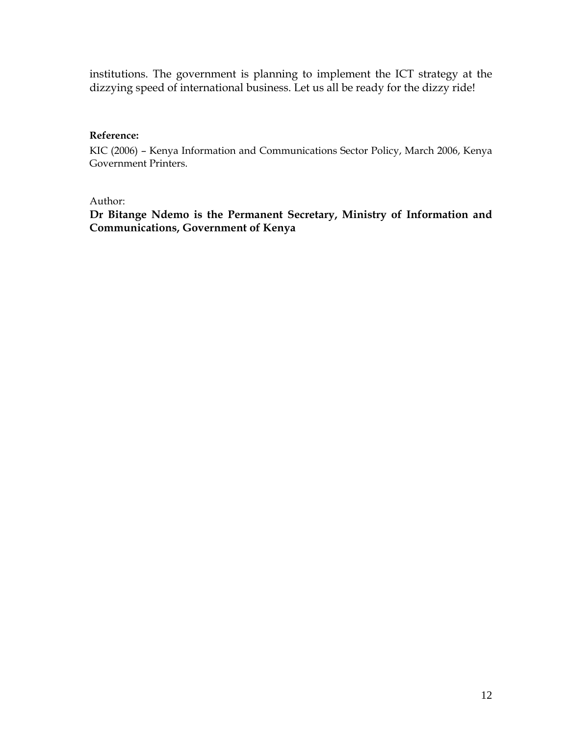institutions. The government is planning to implement the ICT strategy at the dizzying speed of international business. Let us all be ready for the dizzy ride!

**Reference:**

KIC (2006) – Kenya Information and Communications Sector Policy, March 2006, Kenya Government Printers.

Author:

**Dr Bitange Ndemo is the Permanent Secretary, Ministry of Information and Communications, Government of Kenya**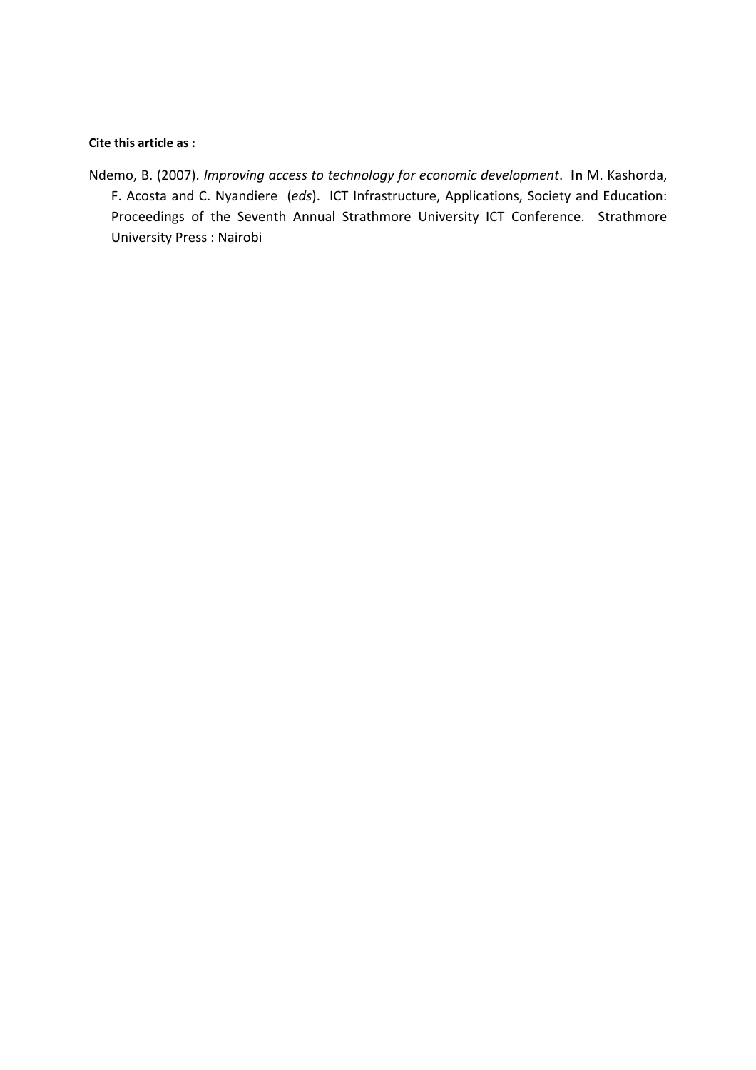**Cite this article as :**

Ndemo, B. (2007). *Improving access to technology for economic development*. **In** M. Kashorda, F. Acosta and C. Nyandiere (*eds*). ICT Infrastructure, Applications, Society and Education: Proceedings of the Seventh Annual Strathmore University ICT Conference. Strathmore University Press : Nairobi